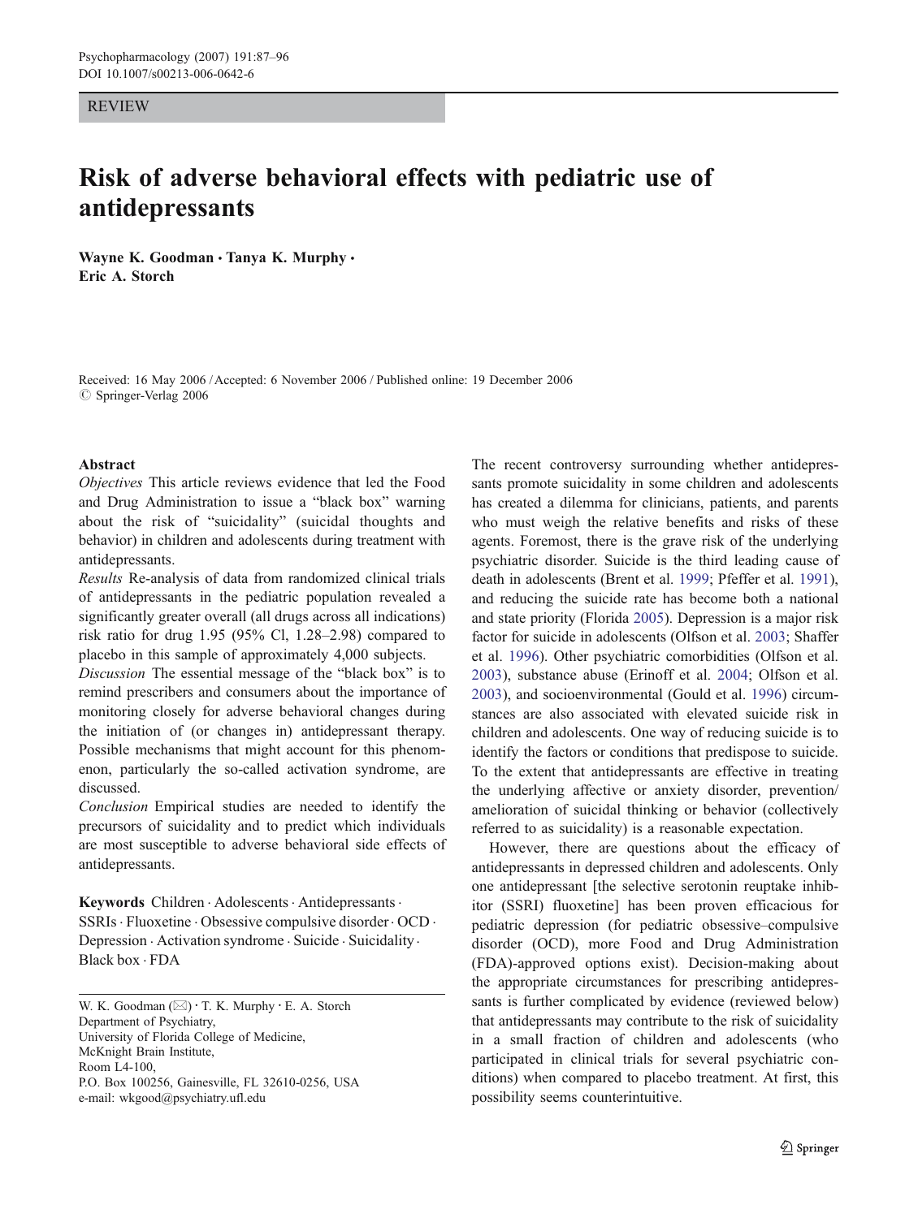REVIEW

# Risk of adverse behavioral effects with pediatric use of antidepressants

**Wayne K. Goodman · Tanya K. Murphy · Eric A. Storch**

Received: 16 May 2006 / Accepted: 6 November 2006 / Published online: 19 December 2006
© Springer-Verlag 2006

## Abstract

*Objectives* This article reviews evidence that led the Food and Drug Administration to issue a "black box" warning about the risk of "suicidality" (suicidal thoughts and behavior) in children and adolescents during treatment with antidepressants.

*Results* Re-analysis of data from randomized clinical trials of antidepressants in the pediatric population revealed a significantly greater overall (all drugs across all indications) risk ratio for drug 1.95 (95% Cl, 1.28–2.98) compared to placebo in this sample of approximately 4,000 subjects.

*Discussion* The essential message of the "black box" is to remind prescribers and consumers about the importance of monitoring closely for adverse behavioral changes during the initiation of (or changes in) antidepressant therapy. Possible mechanisms that might account for this phenomenon, particularly the so-called activation syndrome, are discussed.

*Conclusion* Empirical studies are needed to identify the precursors of suicidality and to predict which individuals are most susceptible to adverse behavioral side effects of antidepressants.

**Keywords** Children · Adolescents · Antidepressants · SSRIs · Fluoxetine · Obsessive compulsive disorder · OCD · Depression · Activation syndrome · Suicide · Suicidality · Black box · FDA

W. K. Goodman (✉) · T. K. Murphy · E. A. Storch
Department of Psychiatry,
University of Florida College of Medicine,
McKnight Brain Institute,
Room L4-100,
P.O. Box 100256, Gainesville, FL 32610-0256, USA
e-mail: wkgood@psychiatry.ufl.edu

The recent controversy surrounding whether antidepressants promote suicidality in some children and adolescents has created a dilemma for clinicians, patients, and parents who must weigh the relative benefits and risks of these agents. Foremost, there is the grave risk of the underlying psychiatric disorder. Suicide is the third leading cause of death in adolescents (Brent et al. 1999; Pfeffer et al. 1991), and reducing the suicide rate has become both a national and state priority (Florida 2005). Depression is a major risk factor for suicide in adolescents (Olfson et al. 2003; Shaffer et al. 1996). Other psychiatric comorbidities (Olfson et al. 2003), substance abuse (Erinoff et al. 2004; Olfson et al. 2003), and socioenvironmental (Gould et al. 1996) circumstances are also associated with elevated suicide risk in children and adolescents. One way of reducing suicide is to identify the factors or conditions that predispose to suicide. To the extent that antidepressants are effective in treating the underlying affective or anxiety disorder, prevention/amelioration of suicidal thinking or behavior (collectively referred to as suicidality) is a reasonable expectation.

However, there are questions about the efficacy of antidepressants in depressed children and adolescents. Only one antidepressant [the selective serotonin reuptake inhibitor (SSRI) fluoxetine] has been proven efficacious for pediatric depression (for pediatric obsessive–compulsive disorder (OCD), more Food and Drug Administration (FDA)-approved options exist). Decision-making about the appropriate circumstances for prescribing antidepressants is further complicated by evidence (reviewed below) that antidepressants may contribute to the risk of suicidality in a small fraction of children and adolescents (who participated in clinical trials for several psychiatric conditions) when compared to placebo treatment. At first, this possibility seems counterintuitive.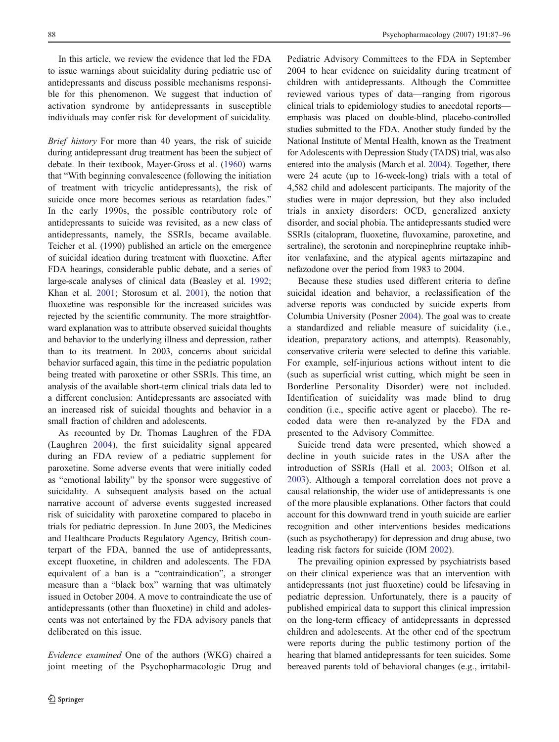In this article, we review the evidence that led the FDA to issue warnings about suicidality during pediatric use of antidepressants and discuss possible mechanisms responsible for this phenomenon. We suggest that induction of activation syndrome by antidepressants in susceptible individuals may confer risk for development of suicidality.

*Brief history* For more than 40 years, the risk of suicide during antidepressant drug treatment has been the subject of debate. In their textbook, Mayer-Gross et al. (1960) warns that "With beginning convalescence (following the initiation of treatment with tricyclic antidepressants), the risk of suicide once more becomes serious as retardation fades." In the early 1990s, the possible contributory role of antidepressants to suicide was revisited, as a new class of antidepressants, namely, the SSRIs, became available. Teicher et al. (1990) published an article on the emergence of suicidal ideation during treatment with fluoxetine. After FDA hearings, considerable public debate, and a series of large-scale analyses of clinical data (Beasley et al. 1992; Khan et al. 2001; Storosum et al. 2001), the notion that fluoxetine was responsible for the increased suicides was rejected by the scientific community. The more straightforward explanation was to attribute observed suicidal thoughts and behavior to the underlying illness and depression, rather than to its treatment. In 2003, concerns about suicidal behavior surfaced again, this time in the pediatric population being treated with paroxetine or other SSRIs. This time, an analysis of the available short-term clinical trials data led to a different conclusion: Antidepressants are associated with an increased risk of suicidal thoughts and behavior in a small fraction of children and adolescents.

As recounted by Dr. Thomas Laughren of the FDA (Laughren 2004), the first suicidality signal appeared during an FDA review of a pediatric supplement for paroxetine. Some adverse events that were initially coded as "emotional lability" by the sponsor were suggestive of suicidality. A subsequent analysis based on the actual narrative account of adverse events suggested increased risk of suicidality with paroxetine compared to placebo in trials for pediatric depression. In June 2003, the Medicines and Healthcare Products Regulatory Agency, British counterpart of the FDA, banned the use of antidepressants, except fluoxetine, in children and adolescents. The FDA equivalent of a ban is a "contraindication", a stronger measure than a "black box" warning that was ultimately issued in October 2004. A move to contraindicate the use of antidepressants (other than fluoxetine) in child and adolescents was not entertained by the FDA advisory panels that deliberated on this issue.

*Evidence examined* One of the authors (WKG) chaired a joint meeting of the Psychopharmacologic Drug and Pediatric Advisory Committees to the FDA in September 2004 to hear evidence on suicidality during treatment of children with antidepressants. Although the Committee reviewed various types of data—ranging from rigorous clinical trials to epidemiology studies to anecdotal reports—emphasis was placed on double-blind, placebo-controlled studies submitted to the FDA. Another study funded by the National Institute of Mental Health, known as the Treatment for Adolescents with Depression Study (TADS) trial, was also entered into the analysis (March et al. 2004). Together, there were 24 acute (up to 16-week-long) trials with a total of 4,582 child and adolescent participants. The majority of the studies were in major depression, but they also included trials in anxiety disorders: OCD, generalized anxiety disorder, and social phobia. The antidepressants studied were SSRIs (citalopram, fluoxetine, fluvoxamine, paroxetine, and sertraline), the serotonin and norepinephrine reuptake inhibitor venlafaxine, and the atypical agents mirtazapine and nefazodone over the period from 1983 to 2004.

Because these studies used different criteria to define suicidal ideation and behavior, a reclassification of the adverse reports was conducted by suicide experts from Columbia University (Posner 2004). The goal was to create a standardized and reliable measure of suicidality (i.e., ideation, preparatory actions, and attempts). Reasonably, conservative criteria were selected to define this variable. For example, self-injurious actions without intent to die (such as superficial wrist cutting, which might be seen in Borderline Personality Disorder) were not included. Identification of suicidality was made blind to drug condition (i.e., specific active agent or placebo). The re-coded data were then re-analyzed by the FDA and presented to the Advisory Committee.

Suicide trend data were presented, which showed a decline in youth suicide rates in the USA after the introduction of SSRIs (Hall et al. 2003; Olfson et al. 2003). Although a temporal correlation does not prove a causal relationship, the wider use of antidepressants is one of the more plausible explanations. Other factors that could account for this downward trend in youth suicide are earlier recognition and other interventions besides medications (such as psychotherapy) for depression and drug abuse, two leading risk factors for suicide (IOM 2002).

The prevailing opinion expressed by psychiatrists based on their clinical experience was that an intervention with antidepressants (not just fluoxetine) could be lifesaving in pediatric depression. Unfortunately, there is a paucity of published empirical data to support this clinical impression on the long-term efficacy of antidepressants in depressed children and adolescents. At the other end of the spectrum were reports during the public testimony portion of the hearing that blamed antidepressants for teen suicides. Some bereaved parents told of behavioral changes (e.g., irritabil-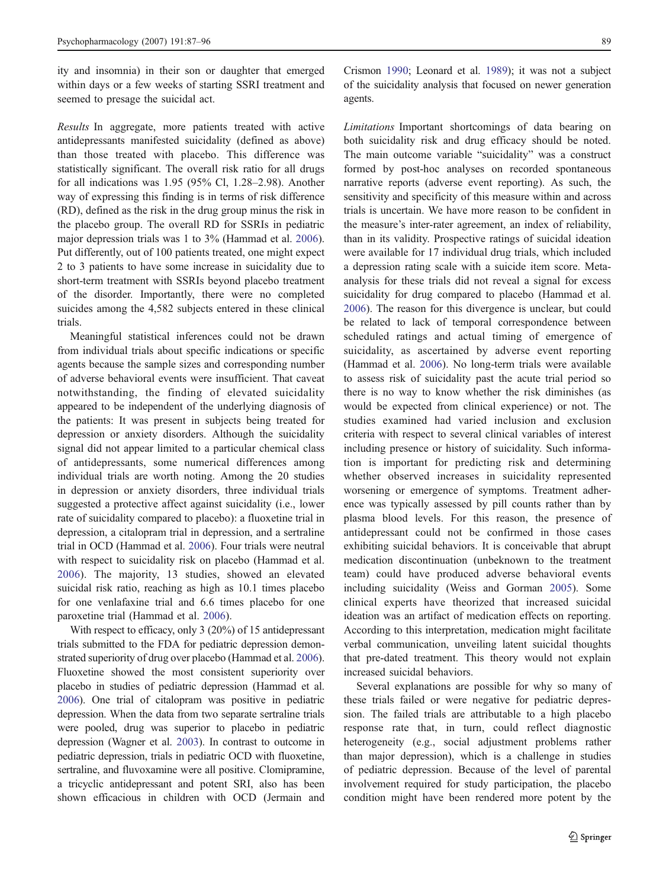ity and insomnia) in their son or daughter that emerged within days or a few weeks of starting SSRI treatment and seemed to presage the suicidal act.

*Results* In aggregate, more patients treated with active antidepressants manifested suicidality (defined as above) than those treated with placebo. This difference was statistically significant. The overall risk ratio for all drugs for all indications was 1.95 (95% Cl, 1.28–2.98). Another way of expressing this finding is in terms of risk difference (RD), defined as the risk in the drug group minus the risk in the placebo group. The overall RD for SSRIs in pediatric major depression trials was 1 to 3% (Hammad et al. 2006). Put differently, out of 100 patients treated, one might expect 2 to 3 patients to have some increase in suicidality due to short-term treatment with SSRIs beyond placebo treatment of the disorder. Importantly, there were no completed suicides among the 4,582 subjects entered in these clinical trials.

Meaningful statistical inferences could not be drawn from individual trials about specific indications or specific agents because the sample sizes and corresponding number of adverse behavioral events were insufficient. That caveat notwithstanding, the finding of elevated suicidality appeared to be independent of the underlying diagnosis of the patients: It was present in subjects being treated for depression or anxiety disorders. Although the suicidality signal did not appear limited to a particular chemical class of antidepressants, some numerical differences among individual trials are worth noting. Among the 20 studies in depression or anxiety disorders, three individual trials suggested a protective affect against suicidality (i.e., lower rate of suicidality compared to placebo): a fluoxetine trial in depression, a citalopram trial in depression, and a sertraline trial in OCD (Hammad et al. 2006). Four trials were neutral with respect to suicidality risk on placebo (Hammad et al. 2006). The majority, 13 studies, showed an elevated suicidal risk ratio, reaching as high as 10.1 times placebo for one venlafaxine trial and 6.6 times placebo for one paroxetine trial (Hammad et al. 2006).

With respect to efficacy, only 3 (20%) of 15 antidepressant trials submitted to the FDA for pediatric depression demonstrated superiority of drug over placebo (Hammad et al. 2006). Fluoxetine showed the most consistent superiority over placebo in studies of pediatric depression (Hammad et al. 2006). One trial of citalopram was positive in pediatric depression. When the data from two separate sertraline trials were pooled, drug was superior to placebo in pediatric depression (Wagner et al. 2003). In contrast to outcome in pediatric depression, trials in pediatric OCD with fluoxetine, sertraline, and fluvoxamine were all positive. Clomipramine, a tricyclic antidepressant and potent SRI, also has been shown efficacious in children with OCD (Jermain and Crismon 1990; Leonard et al. 1989); it was not a subject of the suicidality analysis that focused on newer generation agents.

*Limitations* Important shortcomings of data bearing on both suicidality risk and drug efficacy should be noted. The main outcome variable "suicidality" was a construct formed by post-hoc analyses on recorded spontaneous narrative reports (adverse event reporting). As such, the sensitivity and specificity of this measure within and across trials is uncertain. We have more reason to be confident in the measure's inter-rater agreement, an index of reliability, than in its validity. Prospective ratings of suicidal ideation were available for 17 individual drug trials, which included a depression rating scale with a suicide item score. Meta-analysis for these trials did not reveal a signal for excess suicidality for drug compared to placebo (Hammad et al. 2006). The reason for this divergence is unclear, but could be related to lack of temporal correspondence between scheduled ratings and actual timing of emergence of suicidality, as ascertained by adverse event reporting (Hammad et al. 2006). No long-term trials were available to assess risk of suicidality past the acute trial period so there is no way to know whether the risk diminishes (as would be expected from clinical experience) or not. The studies examined had varied inclusion and exclusion criteria with respect to several clinical variables of interest including presence or history of suicidality. Such information is important for predicting risk and determining whether observed increases in suicidality represented worsening or emergence of symptoms. Treatment adherence was typically assessed by pill counts rather than by plasma blood levels. For this reason, the presence of antidepressant could not be confirmed in those cases exhibiting suicidal behaviors. It is conceivable that abrupt medication discontinuation (unbeknown to the treatment team) could have produced adverse behavioral events including suicidality (Weiss and Gorman 2005). Some clinical experts have theorized that increased suicidal ideation was an artifact of medication effects on reporting. According to this interpretation, medication might facilitate verbal communication, unveiling latent suicidal thoughts that pre-dated treatment. This theory would not explain increased suicidal behaviors.

Several explanations are possible for why so many of these trials failed or were negative for pediatric depression. The failed trials are attributable to a high placebo response rate that, in turn, could reflect diagnostic heterogeneity (e.g., social adjustment problems rather than major depression), which is a challenge in studies of pediatric depression. Because of the level of parental involvement required for study participation, the placebo condition might have been rendered more potent by the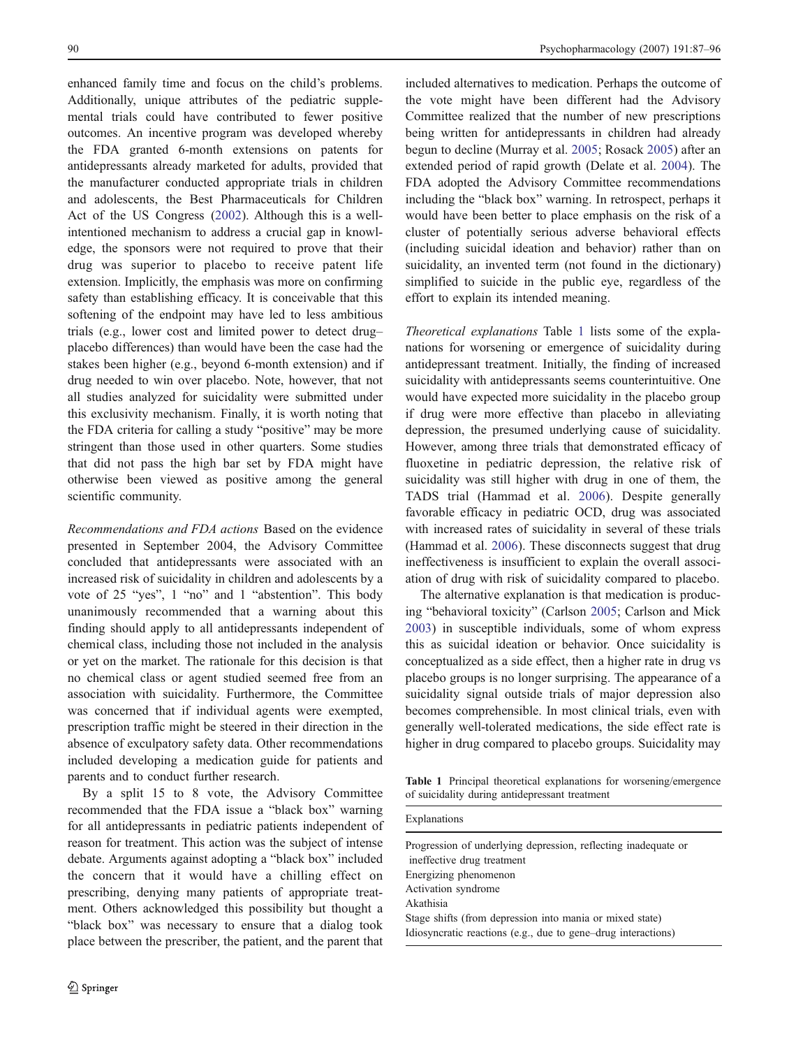enhanced family time and focus on the child's problems. Additionally, unique attributes of the pediatric supplemental trials could have contributed to fewer positive outcomes. An incentive program was developed whereby the FDA granted 6-month extensions on patents for antidepressants already marketed for adults, provided that the manufacturer conducted appropriate trials in children and adolescents, the Best Pharmaceuticals for Children Act of the US Congress (2002). Although this is a well-intentioned mechanism to address a crucial gap in knowledge, the sponsors were not required to prove that their drug was superior to placebo to receive patent life extension. Implicitly, the emphasis was more on confirming safety than establishing efficacy. It is conceivable that this softening of the endpoint may have led to less ambitious trials (e.g., lower cost and limited power to detect drug–placebo differences) than would have been the case had the stakes been higher (e.g., beyond 6-month extension) and if drug needed to win over placebo. Note, however, that not all studies analyzed for suicidality were submitted under this exclusivity mechanism. Finally, it is worth noting that the FDA criteria for calling a study "positive" may be more stringent than those used in other quarters. Some studies that did not pass the high bar set by FDA might have otherwise been viewed as positive among the general scientific community.

*Recommendations and FDA actions* Based on the evidence presented in September 2004, the Advisory Committee concluded that antidepressants were associated with an increased risk of suicidality in children and adolescents by a vote of 25 "yes", 1 "no" and 1 "abstention". This body unanimously recommended that a warning about this finding should apply to all antidepressants independent of chemical class, including those not included in the analysis or yet on the market. The rationale for this decision is that no chemical class or agent studied seemed free from an association with suicidality. Furthermore, the Committee was concerned that if individual agents were exempted, prescription traffic might be steered in their direction in the absence of exculpatory safety data. Other recommendations included developing a medication guide for patients and parents and to conduct further research.

By a split 15 to 8 vote, the Advisory Committee recommended that the FDA issue a "black box" warning for all antidepressants in pediatric patients independent of reason for treatment. This action was the subject of intense debate. Arguments against adopting a "black box" included the concern that it would have a chilling effect on prescribing, denying many patients of appropriate treatment. Others acknowledged this possibility but thought a "black box" was necessary to ensure that a dialog took place between the prescriber, the patient, and the parent that included alternatives to medication. Perhaps the outcome of the vote might have been different had the Advisory Committee realized that the number of new prescriptions being written for antidepressants in children had already begun to decline (Murray et al. 2005; Rosack 2005) after an extended period of rapid growth (Delate et al. 2004). The FDA adopted the Advisory Committee recommendations including the "black box" warning. In retrospect, perhaps it would have been better to place emphasis on the risk of a cluster of potentially serious adverse behavioral effects (including suicidal ideation and behavior) rather than on suicidality, an invented term (not found in the dictionary) simplified to suicide in the public eye, regardless of the effort to explain its intended meaning.

*Theoretical explanations* Table 1 lists some of the explanations for worsening or emergence of suicidality during antidepressant treatment. Initially, the finding of increased suicidality with antidepressants seems counterintuitive. One would have expected more suicidality in the placebo group if drug were more effective than placebo in alleviating depression, the presumed underlying cause of suicidality. However, among three trials that demonstrated efficacy of fluoxetine in pediatric depression, the relative risk of suicidality was still higher with drug in one of them, the TADS trial (Hammad et al. 2006). Despite generally favorable efficacy in pediatric OCD, drug was associated with increased rates of suicidality in several of these trials (Hammad et al. 2006). These disconnects suggest that drug ineffectiveness is insufficient to explain the overall association of drug with risk of suicidality compared to placebo.

The alternative explanation is that medication is producing "behavioral toxicity" (Carlson 2005; Carlson and Mick 2003) in susceptible individuals, some of whom express this as suicidal ideation or behavior. Once suicidality is conceptualized as a side effect, then a higher rate in drug vs placebo groups is no longer surprising. The appearance of a suicidality signal outside trials of major depression also becomes comprehensible. In most clinical trials, even with generally well-tolerated medications, the side effect rate is higher in drug compared to placebo groups. Suicidality may

**Table 1** Principal theoretical explanations for worsening/emergence of suicidality during antidepressant treatment

| Explanations |
|---|
| Progression of underlying depression, reflecting inadequate or ineffective drug treatment |
| Energizing phenomenon |
| Activation syndrome |
| Akathisia |
| Stage shifts (from depression into mania or mixed state) |
| Idiosyncratic reactions (e.g., due to gene–drug interactions) |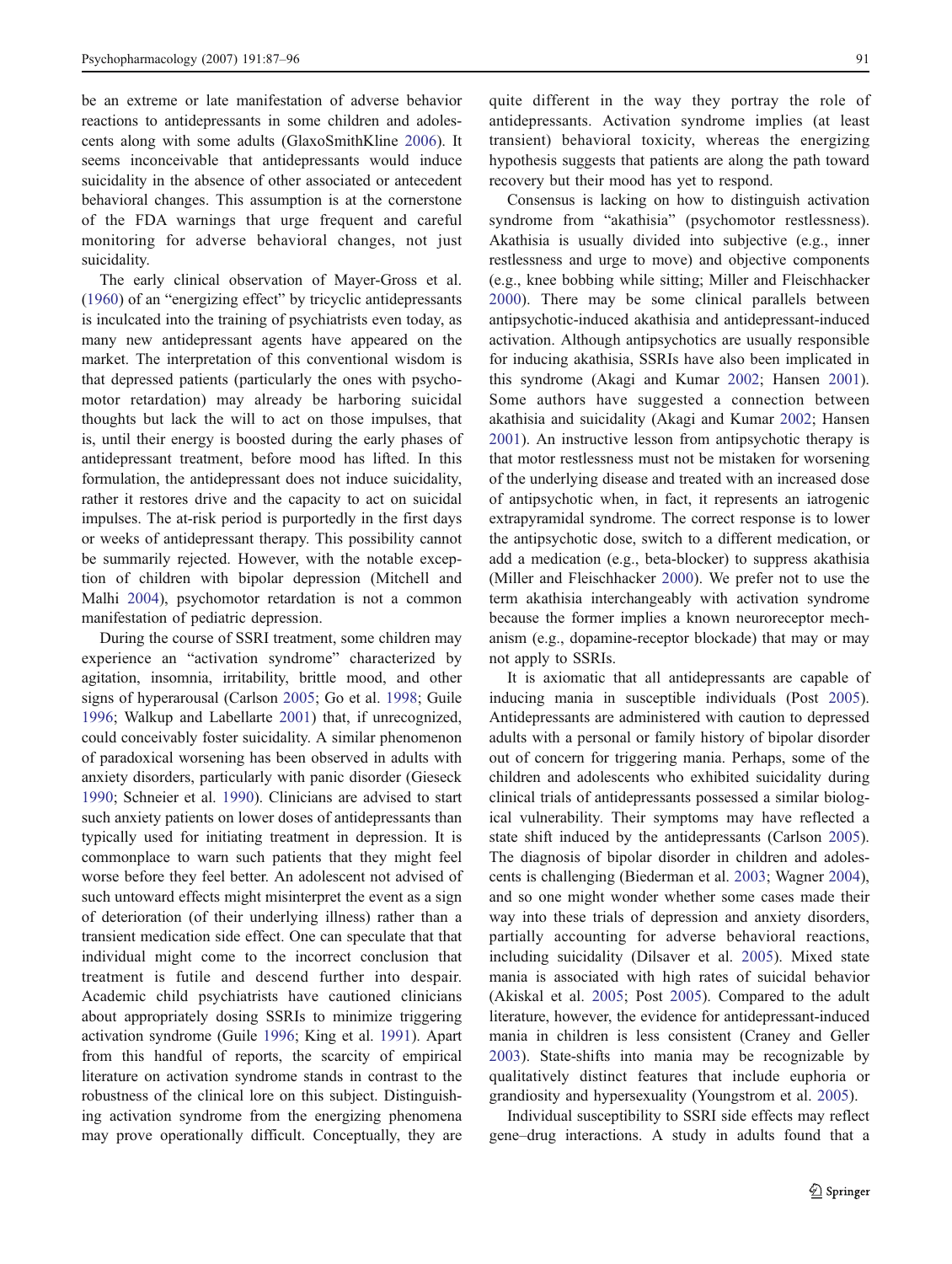be an extreme or late manifestation of adverse behavior reactions to antidepressants in some children and adolescents along with some adults (GlaxoSmithKline 2006). It seems inconceivable that antidepressants would induce suicidality in the absence of other associated or antecedent behavioral changes. This assumption is at the cornerstone of the FDA warnings that urge frequent and careful monitoring for adverse behavioral changes, not just suicidality.

The early clinical observation of Mayer-Gross et al. (1960) of an "energizing effect" by tricyclic antidepressants is inculcated into the training of psychiatrists even today, as many new antidepressant agents have appeared on the market. The interpretation of this conventional wisdom is that depressed patients (particularly the ones with psychomotor retardation) may already be harboring suicidal thoughts but lack the will to act on those impulses, that is, until their energy is boosted during the early phases of antidepressant treatment, before mood has lifted. In this formulation, the antidepressant does not induce suicidality, rather it restores drive and the capacity to act on suicidal impulses. The at-risk period is purportedly in the first days or weeks of antidepressant therapy. This possibility cannot be summarily rejected. However, with the notable exception of children with bipolar depression (Mitchell and Malhi 2004), psychomotor retardation is not a common manifestation of pediatric depression.

During the course of SSRI treatment, some children may experience an "activation syndrome" characterized by agitation, insomnia, irritability, brittle mood, and other signs of hyperarousal (Carlson 2005; Go et al. 1998; Guile 1996; Walkup and Labellarte 2001) that, if unrecognized, could conceivably foster suicidality. A similar phenomenon of paradoxical worsening has been observed in adults with anxiety disorders, particularly with panic disorder (Gieseck 1990; Schneier et al. 1990). Clinicians are advised to start such anxiety patients on lower doses of antidepressants than typically used for initiating treatment in depression. It is commonplace to warn such patients that they might feel worse before they feel better. An adolescent not advised of such untoward effects might misinterpret the event as a sign of deterioration (of their underlying illness) rather than a transient medication side effect. One can speculate that that individual might come to the incorrect conclusion that treatment is futile and descend further into despair. Academic child psychiatrists have cautioned clinicians about appropriately dosing SSRIs to minimize triggering activation syndrome (Guile 1996; King et al. 1991). Apart from this handful of reports, the scarcity of empirical literature on activation syndrome stands in contrast to the robustness of the clinical lore on this subject. Distinguishing activation syndrome from the energizing phenomena may prove operationally difficult. Conceptually, they are quite different in the way they portray the role of antidepressants. Activation syndrome implies (at least transient) behavioral toxicity, whereas the energizing hypothesis suggests that patients are along the path toward recovery but their mood has yet to respond.

Consensus is lacking on how to distinguish activation syndrome from "akathisia" (psychomotor restlessness). Akathisia is usually divided into subjective (e.g., inner restlessness and urge to move) and objective components (e.g., knee bobbing while sitting; Miller and Fleischhacker 2000). There may be some clinical parallels between antipsychotic-induced akathisia and antidepressant-induced activation. Although antipsychotics are usually responsible for inducing akathisia, SSRIs have also been implicated in this syndrome (Akagi and Kumar 2002; Hansen 2001). Some authors have suggested a connection between akathisia and suicidality (Akagi and Kumar 2002; Hansen 2001). An instructive lesson from antipsychotic therapy is that motor restlessness must not be mistaken for worsening of the underlying disease and treated with an increased dose of antipsychotic when, in fact, it represents an iatrogenic extrapyramidal syndrome. The correct response is to lower the antipsychotic dose, switch to a different medication, or add a medication (e.g., beta-blocker) to suppress akathisia (Miller and Fleischhacker 2000). We prefer not to use the term akathisia interchangeably with activation syndrome because the former implies a known neuroreceptor mechanism (e.g., dopamine-receptor blockade) that may or may not apply to SSRIs.

It is axiomatic that all antidepressants are capable of inducing mania in susceptible individuals (Post 2005). Antidepressants are administered with caution to depressed adults with a personal or family history of bipolar disorder out of concern for triggering mania. Perhaps, some of the children and adolescents who exhibited suicidality during clinical trials of antidepressants possessed a similar biological vulnerability. Their symptoms may have reflected a state shift induced by the antidepressants (Carlson 2005). The diagnosis of bipolar disorder in children and adolescents is challenging (Biederman et al. 2003; Wagner 2004), and so one might wonder whether some cases made their way into these trials of depression and anxiety disorders, partially accounting for adverse behavioral reactions, including suicidality (Dilsaver et al. 2005). Mixed state mania is associated with high rates of suicidal behavior (Akiskal et al. 2005; Post 2005). Compared to the adult literature, however, the evidence for antidepressant-induced mania in children is less consistent (Craney and Geller 2003). State-shifts into mania may be recognizable by qualitatively distinct features that include euphoria or grandiosity and hypersexuality (Youngstrom et al. 2005).

Individual susceptibility to SSRI side effects may reflect gene–drug interactions. A study in adults found that a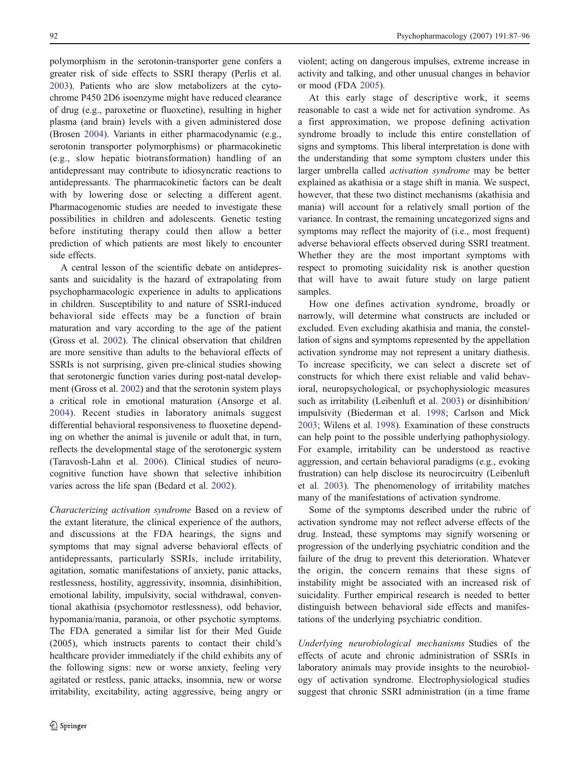polymorphism in the serotonin-transporter gene confers a greater risk of side effects to SSRI therapy (Perlis et al. 2003). Patients who are slow metabolizers at the cytochrome P450 2D6 isoenzyme might have reduced clearance of drug (e.g., paroxetine or fluoxetine), resulting in higher plasma (and brain) levels with a given administered dose (Brosen 2004). Variants in either pharmacodynamic (e.g., serotonin transporter polymorphisms) or pharmacokinetic (e.g., slow hepatic biotransformation) handling of an antidepressant may contribute to idiosyncratic reactions to antidepressants. The pharmacokinetic factors can be dealt with by lowering dose or selecting a different agent. Pharmacogenomic studies are needed to investigate these possibilities in children and adolescents. Genetic testing before instituting therapy could then allow a better prediction of which patients are most likely to encounter side effects.

A central lesson of the scientific debate on antidepressants and suicidality is the hazard of extrapolating from psychopharmacologic experience in adults to applications in children. Susceptibility to and nature of SSRI-induced behavioral side effects may be a function of brain maturation and vary according to the age of the patient (Gross et al. 2002). The clinical observation that children are more sensitive than adults to the behavioral effects of SSRIs is not surprising, given pre-clinical studies showing that serotonergic function varies during post-natal development (Gross et al. 2002) and that the serotonin system plays a critical role in emotional maturation (Ansorge et al. 2004). Recent studies in laboratory animals suggest differential behavioral responsiveness to fluoxetine depending on whether the animal is juvenile or adult that, in turn, reflects the developmental stage of the serotonergic system (Taravosh-Lahn et al. 2006). Clinical studies of neurocognitive function have shown that selective inhibition varies across the life span (Bedard et al. 2002).

*Characterizing activation syndrome* Based on a review of the extant literature, the clinical experience of the authors, and discussions at the FDA hearings, the signs and symptoms that may signal adverse behavioral effects of antidepressants, particularly SSRIs, include irritability, agitation, somatic manifestations of anxiety, panic attacks, restlessness, hostility, aggressivity, insomnia, disinhibition, emotional lability, impulsivity, social withdrawal, conventional akathisia (psychomotor restlessness), odd behavior, hypomania/mania, paranoia, or other psychotic symptoms. The FDA generated a similar list for their Med Guide (2005), which instructs parents to contact their child's healthcare provider immediately if the child exhibits any of the following signs: new or worse anxiety, feeling very agitated or restless, panic attacks, insomnia, new or worse irritability, excitability, acting aggressive, being angry or violent; acting on dangerous impulses, extreme increase in activity and talking, and other unusual changes in behavior or mood (FDA 2005).

At this early stage of descriptive work, it seems reasonable to cast a wide net for activation syndrome. As a first approximation, we propose defining activation syndrome broadly to include this entire constellation of signs and symptoms. This liberal interpretation is done with the understanding that some symptom clusters under this larger umbrella called *activation syndrome* may be better explained as akathisia or a stage shift in mania. We suspect, however, that these two distinct mechanisms (akathisia and mania) will account for a relatively small portion of the variance. In contrast, the remaining uncategorized signs and symptoms may reflect the majority of (i.e., most frequent) adverse behavioral effects observed during SSRI treatment. Whether they are the most important symptoms with respect to promoting suicidality risk is another question that will have to await future study on large patient samples.

How one defines activation syndrome, broadly or narrowly, will determine what constructs are included or excluded. Even excluding akathisia and mania, the constellation of signs and symptoms represented by the appellation activation syndrome may not represent a unitary diathesis. To increase specificity, we can select a discrete set of constructs for which there exist reliable and valid behavioral, neuropsychological, or psychophysiologic measures such as irritability (Leibenluft et al. 2003) or disinhibition/impulsivity (Biederman et al. 1998; Carlson and Mick 2003; Wilens et al. 1998). Examination of these constructs can help point to the possible underlying pathophysiology. For example, irritability can be understood as reactive aggression, and certain behavioral paradigms (e.g., evoking frustration) can help disclose its neurocircuitry (Leibenluft et al. 2003). The phenomenology of irritability matches many of the manifestations of activation syndrome.

Some of the symptoms described under the rubric of activation syndrome may not reflect adverse effects of the drug. Instead, these symptoms may signify worsening or progression of the underlying psychiatric condition and the failure of the drug to prevent this deterioration. Whatever the origin, the concern remains that these signs of instability might be associated with an increased risk of suicidality. Further empirical research is needed to better distinguish between behavioral side effects and manifestations of the underlying psychiatric condition.

*Underlying neurobiological mechanisms* Studies of the effects of acute and chronic administration of SSRIs in laboratory animals may provide insights to the neurobiology of activation syndrome. Electrophysiological studies suggest that chronic SSRI administration (in a time frame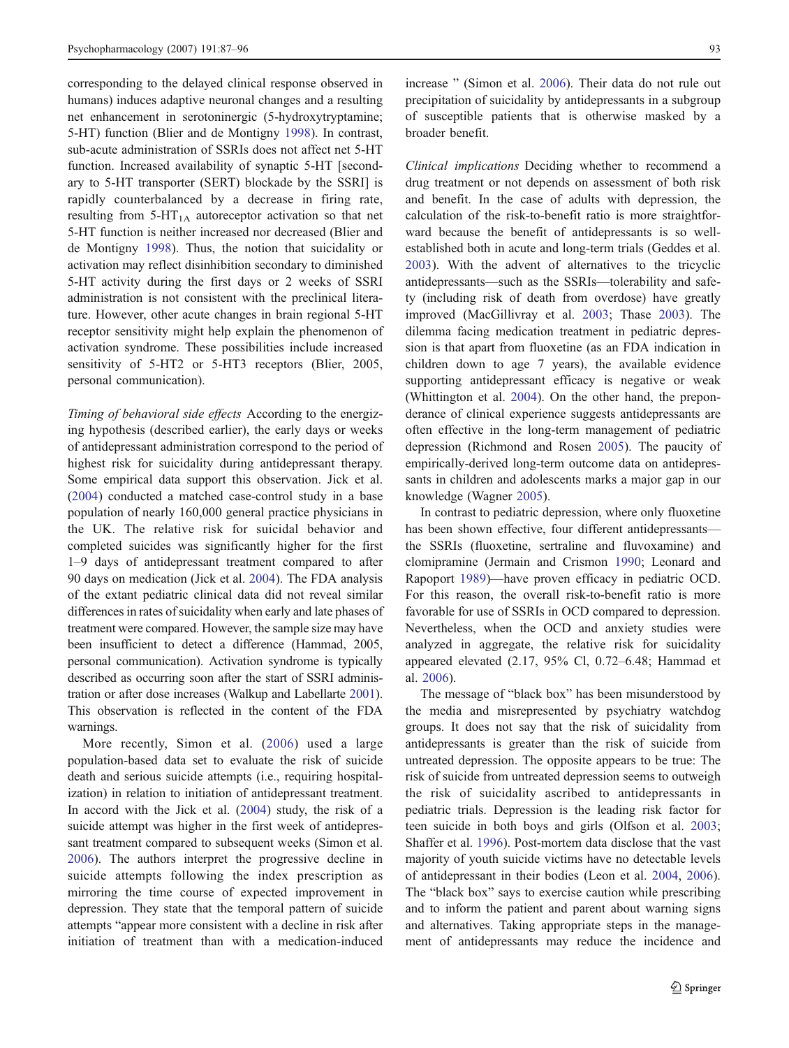corresponding to the delayed clinical response observed in humans) induces adaptive neuronal changes and a resulting net enhancement in serotoninergic (5-hydroxytryptamine; 5-HT) function (Blier and de Montigny 1998). In contrast, sub-acute administration of SSRIs does not affect net 5-HT function. Increased availability of synaptic 5-HT [secondary to 5-HT transporter (SERT) blockade by the SSRI] is rapidly counterbalanced by a decrease in firing rate, resulting from 5-HT$_{1A}$ autoreceptor activation so that net 5-HT function is neither increased nor decreased (Blier and de Montigny 1998). Thus, the notion that suicidality or activation may reflect disinhibition secondary to diminished 5-HT activity during the first days or 2 weeks of SSRI administration is not consistent with the preclinical literature. However, other acute changes in brain regional 5-HT receptor sensitivity might help explain the phenomenon of activation syndrome. These possibilities include increased sensitivity of 5-HT2 or 5-HT3 receptors (Blier, 2005, personal communication).

*Timing of behavioral side effects* According to the energizing hypothesis (described earlier), the early days or weeks of antidepressant administration correspond to the period of highest risk for suicidality during antidepressant therapy. Some empirical data support this observation. Jick et al. (2004) conducted a matched case-control study in a base population of nearly 160,000 general practice physicians in the UK. The relative risk for suicidal behavior and completed suicides was significantly higher for the first 1–9 days of antidepressant treatment compared to after 90 days on medication (Jick et al. 2004). The FDA analysis of the extant pediatric clinical data did not reveal similar differences in rates of suicidality when early and late phases of treatment were compared. However, the sample size may have been insufficient to detect a difference (Hammad, 2005, personal communication). Activation syndrome is typically described as occurring soon after the start of SSRI administration or after dose increases (Walkup and Labellarte 2001). This observation is reflected in the content of the FDA warnings.

More recently, Simon et al. (2006) used a large population-based data set to evaluate the risk of suicide death and serious suicide attempts (i.e., requiring hospitalization) in relation to initiation of antidepressant treatment. In accord with the Jick et al. (2004) study, the risk of a suicide attempt was higher in the first week of antidepressant treatment compared to subsequent weeks (Simon et al. 2006). The authors interpret the progressive decline in suicide attempts following the index prescription as mirroring the time course of expected improvement in depression. They state that the temporal pattern of suicide attempts "appear more consistent with a decline in risk after initiation of treatment than with a medication-induced increase " (Simon et al. 2006). Their data do not rule out precipitation of suicidality by antidepressants in a subgroup of susceptible patients that is otherwise masked by a broader benefit.

*Clinical implications* Deciding whether to recommend a drug treatment or not depends on assessment of both risk and benefit. In the case of adults with depression, the calculation of the risk-to-benefit ratio is more straightforward because the benefit of antidepressants is so well-established both in acute and long-term trials (Geddes et al. 2003). With the advent of alternatives to the tricyclic antidepressants—such as the SSRIs—tolerability and safety (including risk of death from overdose) have greatly improved (MacGillivray et al. 2003; Thase 2003). The dilemma facing medication treatment in pediatric depression is that apart from fluoxetine (as an FDA indication in children down to age 7 years), the available evidence supporting antidepressant efficacy is negative or weak (Whittington et al. 2004). On the other hand, the preponderance of clinical experience suggests antidepressants are often effective in the long-term management of pediatric depression (Richmond and Rosen 2005). The paucity of empirically-derived long-term outcome data on antidepressants in children and adolescents marks a major gap in our knowledge (Wagner 2005).

In contrast to pediatric depression, where only fluoxetine has been shown effective, four different antidepressants—the SSRIs (fluoxetine, sertraline and fluvoxamine) and clomipramine (Jermain and Crismon 1990; Leonard and Rapoport 1989)—have proven efficacy in pediatric OCD. For this reason, the overall risk-to-benefit ratio is more favorable for use of SSRIs in OCD compared to depression. Nevertheless, when the OCD and anxiety studies were analyzed in aggregate, the relative risk for suicidality appeared elevated (2.17, 95% Cl, 0.72–6.48; Hammad et al. 2006).

The message of "black box" has been misunderstood by the media and misrepresented by psychiatry watchdog groups. It does not say that the risk of suicidality from antidepressants is greater than the risk of suicide from untreated depression. The opposite appears to be true: The risk of suicide from untreated depression seems to outweigh the risk of suicidality ascribed to antidepressants in pediatric trials. Depression is the leading risk factor for teen suicide in both boys and girls (Olfson et al. 2003; Shaffer et al. 1996). Post-mortem data disclose that the vast majority of youth suicide victims have no detectable levels of antidepressant in their bodies (Leon et al. 2004, 2006). The "black box" says to exercise caution while prescribing and to inform the patient and parent about warning signs and alternatives. Taking appropriate steps in the management of antidepressants may reduce the incidence and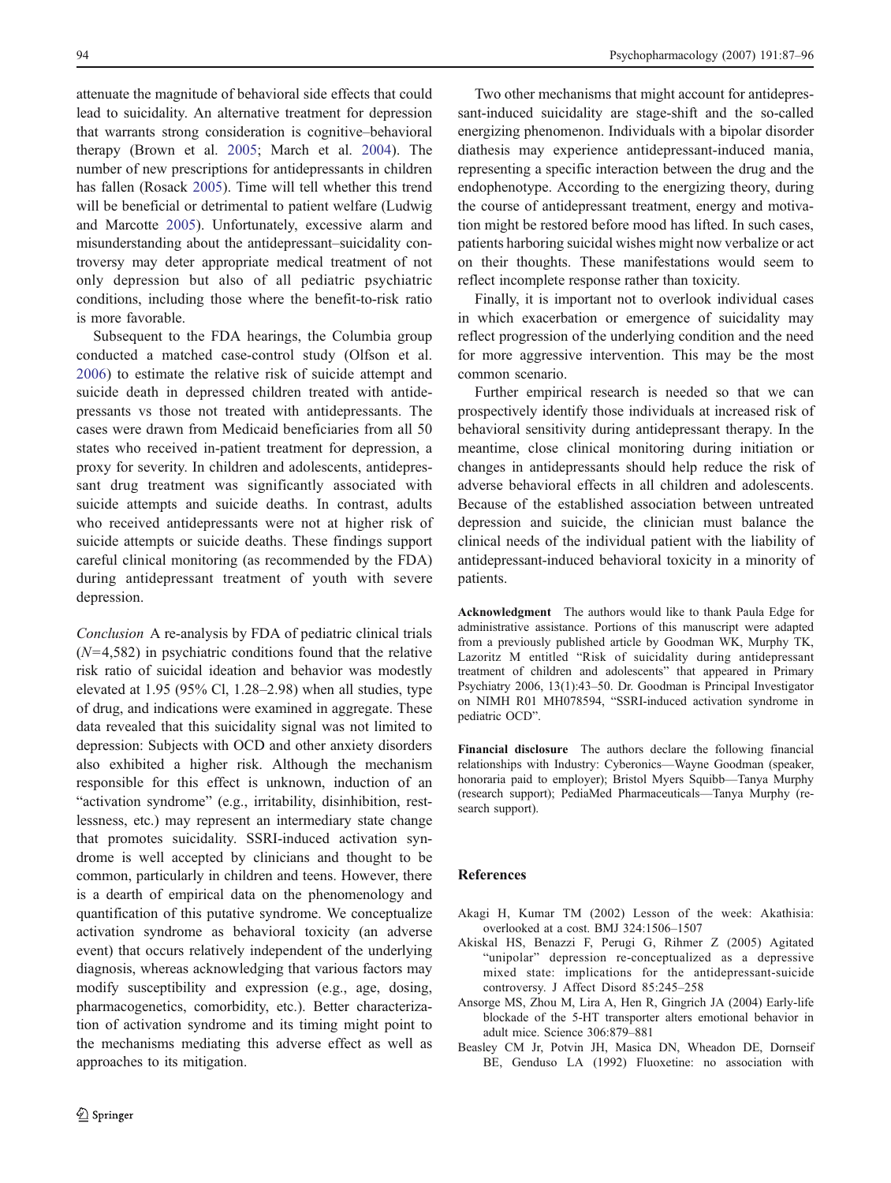attenuate the magnitude of behavioral side effects that could lead to suicidality. An alternative treatment for depression that warrants strong consideration is cognitive–behavioral therapy (Brown et al. 2005; March et al. 2004). The number of new prescriptions for antidepressants in children has fallen (Rosack 2005). Time will tell whether this trend will be beneficial or detrimental to patient welfare (Ludwig and Marcotte 2005). Unfortunately, excessive alarm and misunderstanding about the antidepressant–suicidality controversy may deter appropriate medical treatment of not only depression but also of all pediatric psychiatric conditions, including those where the benefit-to-risk ratio is more favorable.

Subsequent to the FDA hearings, the Columbia group conducted a matched case-control study (Olfson et al. 2006) to estimate the relative risk of suicide attempt and suicide death in depressed children treated with antidepressants vs those not treated with antidepressants. The cases were drawn from Medicaid beneficiaries from all 50 states who received in-patient treatment for depression, a proxy for severity. In children and adolescents, antidepressant drug treatment was significantly associated with suicide attempts and suicide deaths. In contrast, adults who received antidepressants were not at higher risk of suicide attempts or suicide deaths. These findings support careful clinical monitoring (as recommended by the FDA) during antidepressant treatment of youth with severe depression.

*Conclusion* A re-analysis by FDA of pediatric clinical trials ($N$=4,582) in psychiatric conditions found that the relative risk ratio of suicidal ideation and behavior was modestly elevated at 1.95 (95% Cl, 1.28–2.98) when all studies, type of drug, and indications were examined in aggregate. These data revealed that this suicidality signal was not limited to depression: Subjects with OCD and other anxiety disorders also exhibited a higher risk. Although the mechanism responsible for this effect is unknown, induction of an "activation syndrome" (e.g., irritability, disinhibition, restlessness, etc.) may represent an intermediary state change that promotes suicidality. SSRI-induced activation syndrome is well accepted by clinicians and thought to be common, particularly in children and teens. However, there is a dearth of empirical data on the phenomenology and quantification of this putative syndrome. We conceptualize activation syndrome as behavioral toxicity (an adverse event) that occurs relatively independent of the underlying diagnosis, whereas acknowledging that various factors may modify susceptibility and expression (e.g., age, dosing, pharmacogenetics, comorbidity, etc.). Better characterization of activation syndrome and its timing might point to the mechanisms mediating this adverse effect as well as approaches to its mitigation.

Two other mechanisms that might account for antidepressant-induced suicidality are stage-shift and the so-called energizing phenomenon. Individuals with a bipolar disorder diathesis may experience antidepressant-induced mania, representing a specific interaction between the drug and the endophenotype. According to the energizing theory, during the course of antidepressant treatment, energy and motivation might be restored before mood has lifted. In such cases, patients harboring suicidal wishes might now verbalize or act on their thoughts. These manifestations would seem to reflect incomplete response rather than toxicity.

Finally, it is important not to overlook individual cases in which exacerbation or emergence of suicidality may reflect progression of the underlying condition and the need for more aggressive intervention. This may be the most common scenario.

Further empirical research is needed so that we can prospectively identify those individuals at increased risk of behavioral sensitivity during antidepressant therapy. In the meantime, close clinical monitoring during initiation or changes in antidepressants should help reduce the risk of adverse behavioral effects in all children and adolescents. Because of the established association between untreated depression and suicide, the clinician must balance the clinical needs of the individual patient with the liability of antidepressant-induced behavioral toxicity in a minority of patients.

**Acknowledgment** The authors would like to thank Paula Edge for administrative assistance. Portions of this manuscript were adapted from a previously published article by Goodman WK, Murphy TK, Lazoritz M entitled "Risk of suicidality during antidepressant treatment of children and adolescents" that appeared in Primary Psychiatry 2006, 13(1):43–50. Dr. Goodman is Principal Investigator on NIMH R01 MH078594, "SSRI-induced activation syndrome in pediatric OCD".

**Financial disclosure** The authors declare the following financial relationships with Industry: Cyberonics—Wayne Goodman (speaker, honoraria paid to employer); Bristol Myers Squibb—Tanya Murphy (research support); PediaMed Pharmaceuticals—Tanya Murphy (research support).

## References

Akagi H, Kumar TM (2002) Lesson of the week: Akathisia: overlooked at a cost. BMJ 324:1506–1507

Akiskal HS, Benazzi F, Perugi G, Rihmer Z (2005) Agitated "unipolar" depression re-conceptualized as a depressive mixed state: implications for the antidepressant-suicide controversy. J Affect Disord 85:245–258

Ansorge MS, Zhou M, Lira A, Hen R, Gingrich JA (2004) Early-life blockade of the 5-HT transporter alters emotional behavior in adult mice. Science 306:879–881

Beasley CM Jr, Potvin JH, Masica DN, Wheadon DE, Dornseif BE, Genduso LA (1992) Fluoxetine: no association with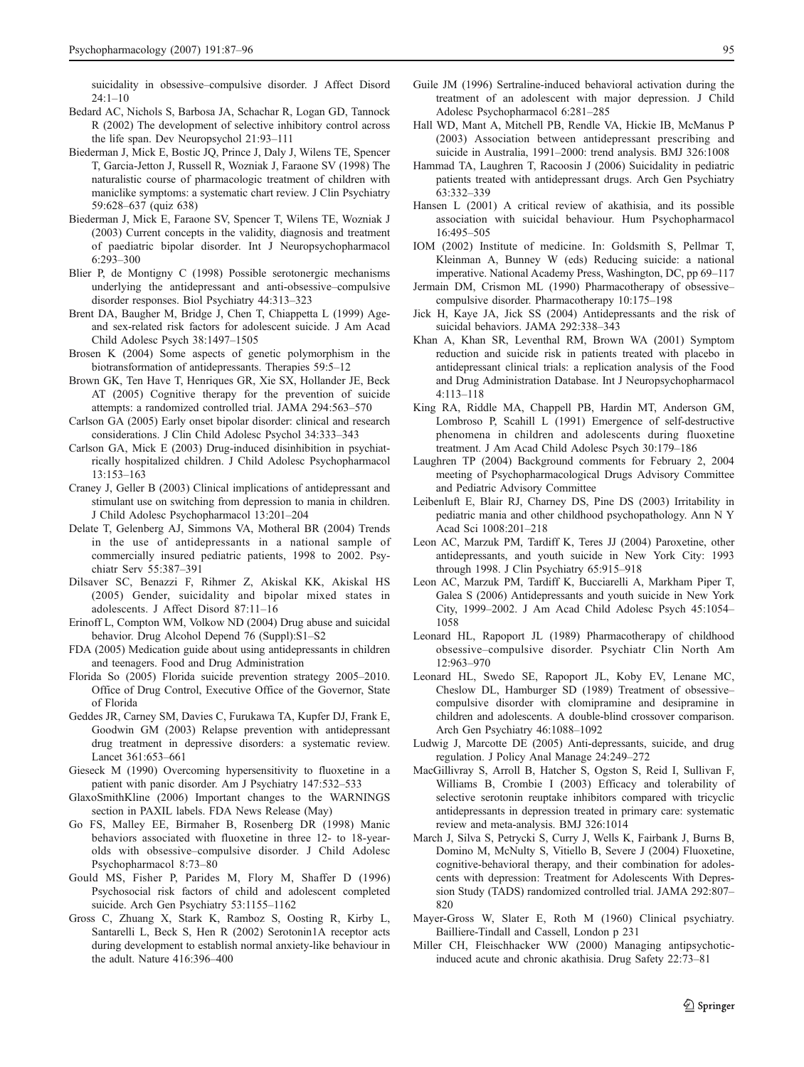suicidality in obsessive–compulsive disorder. J Affect Disord 24:1–10

Bedard AC, Nichols S, Barbosa JA, Schachar R, Logan GD, Tannock R (2002) The development of selective inhibitory control across the life span. Dev Neuropsychol 21:93–111

Biederman J, Mick E, Bostic JQ, Prince J, Daly J, Wilens TE, Spencer T, Garcia-Jetton J, Russell R, Wozniak J, Faraone SV (1998) The naturalistic course of pharmacologic treatment of children with maniclike symptoms: a systematic chart review. J Clin Psychiatry 59:628–637 (quiz 638)

Biederman J, Mick E, Faraone SV, Spencer T, Wilens TE, Wozniak J (2003) Current concepts in the validity, diagnosis and treatment of paediatric bipolar disorder. Int J Neuropsychopharmacol 6:293–300

Blier P, de Montigny C (1998) Possible serotonergic mechanisms underlying the antidepressant and anti-obsessive–compulsive disorder responses. Biol Psychiatry 44:313–323

Brent DA, Baugher M, Bridge J, Chen T, Chiappetta L (1999) Age- and sex-related risk factors for adolescent suicide. J Am Acad Child Adolesc Psych 38:1497–1505

Brosen K (2004) Some aspects of genetic polymorphism in the biotransformation of antidepressants. Therapies 59:5–12

Brown GK, Ten Have T, Henriques GR, Xie SX, Hollander JE, Beck AT (2005) Cognitive therapy for the prevention of suicide attempts: a randomized controlled trial. JAMA 294:563–570

Carlson GA (2005) Early onset bipolar disorder: clinical and research considerations. J Clin Child Adolesc Psychol 34:333–343

Carlson GA, Mick E (2003) Drug-induced disinhibition in psychiatrically hospitalized children. J Child Adolesc Psychopharmacol 13:153–163

Craney J, Geller B (2003) Clinical implications of antidepressant and stimulant use on switching from depression to mania in children. J Child Adolesc Psychopharmacol 13:201–204

Delate T, Gelenberg AJ, Simmons VA, Motheral BR (2004) Trends in the use of antidepressants in a national sample of commercially insured pediatric patients, 1998 to 2002. Psychiatr Serv 55:387–391

Dilsaver SC, Benazzi F, Rihmer Z, Akiskal KK, Akiskal HS (2005) Gender, suicidality and bipolar mixed states in adolescents. J Affect Disord 87:11–16

Erinoff L, Compton WM, Volkow ND (2004) Drug abuse and suicidal behavior. Drug Alcohol Depend 76 (Suppl):S1–S2

FDA (2005) Medication guide about using antidepressants in children and teenagers. Food and Drug Administration

Florida So (2005) Florida suicide prevention strategy 2005–2010. Office of Drug Control, Executive Office of the Governor, State of Florida

Geddes JR, Carney SM, Davies C, Furukawa TA, Kupfer DJ, Frank E, Goodwin GM (2003) Relapse prevention with antidepressant drug treatment in depressive disorders: a systematic review. Lancet 361:653–661

Gieseck M (1990) Overcoming hypersensitivity to fluoxetine in a patient with panic disorder. Am J Psychiatry 147:532–533

GlaxoSmithKline (2006) Important changes to the WARNINGS section in PAXIL labels. FDA News Release (May)

Go FS, Malley EE, Birmaher B, Rosenberg DR (1998) Manic behaviors associated with fluoxetine in three 12- to 18-year-olds with obsessive–compulsive disorder. J Child Adolesc Psychopharmacol 8:73–80

Gould MS, Fisher P, Parides M, Flory M, Shaffer D (1996) Psychosocial risk factors of child and adolescent completed suicide. Arch Gen Psychiatry 53:1155–1162

Gross C, Zhuang X, Stark K, Ramboz S, Oosting R, Kirby L, Santarelli L, Beck S, Hen R (2002) Serotonin1A receptor acts during development to establish normal anxiety-like behaviour in the adult. Nature 416:396–400

Guile JM (1996) Sertraline-induced behavioral activation during the treatment of an adolescent with major depression. J Child Adolesc Psychopharmacol 6:281–285

Hall WD, Mant A, Mitchell PB, Rendle VA, Hickie IB, McManus P (2003) Association between antidepressant prescribing and suicide in Australia, 1991–2000: trend analysis. BMJ 326:1008

Hammad TA, Laughren T, Racoosin J (2006) Suicidality in pediatric patients treated with antidepressant drugs. Arch Gen Psychiatry 63:332–339

Hansen L (2001) A critical review of akathisia, and its possible association with suicidal behaviour. Hum Psychopharmacol 16:495–505

IOM (2002) Institute of medicine. In: Goldsmith S, Pellmar T, Kleinman A, Bunney W (eds) Reducing suicide: a national imperative. National Academy Press, Washington, DC, pp 69–117

Jermain DM, Crismon ML (1990) Pharmacotherapy of obsessive–compulsive disorder. Pharmacotherapy 10:175–198

Jick H, Kaye JA, Jick SS (2004) Antidepressants and the risk of suicidal behaviors. JAMA 292:338–343

Khan A, Khan SR, Leventhal RM, Brown WA (2001) Symptom reduction and suicide risk in patients treated with placebo in antidepressant clinical trials: a replication analysis of the Food and Drug Administration Database. Int J Neuropsychopharmacol 4:113–118

King RA, Riddle MA, Chappell PB, Hardin MT, Anderson GM, Lombroso P, Scahill L (1991) Emergence of self-destructive phenomena in children and adolescents during fluoxetine treatment. J Am Acad Child Adolesc Psych 30:179–186

Laughren TP (2004) Background comments for February 2, 2004 meeting of Psychopharmacological Drugs Advisory Committee and Pediatric Advisory Committee

Leibenluft E, Blair RJ, Charney DS, Pine DS (2003) Irritability in pediatric mania and other childhood psychopathology. Ann N Y Acad Sci 1008:201–218

Leon AC, Marzuk PM, Tardiff K, Teres JJ (2004) Paroxetine, other antidepressants, and youth suicide in New York City: 1993 through 1998. J Clin Psychiatry 65:915–918

Leon AC, Marzuk PM, Tardiff K, Bucciarelli A, Markham Piper T, Galea S (2006) Antidepressants and youth suicide in New York City, 1999–2002. J Am Acad Child Adolesc Psych 45:1054–1058

Leonard HL, Rapoport JL (1989) Pharmacotherapy of childhood obsessive–compulsive disorder. Psychiatr Clin North Am 12:963–970

Leonard HL, Swedo SE, Rapoport JL, Koby EV, Lenane MC, Cheslow DL, Hamburger SD (1989) Treatment of obsessive–compulsive disorder with clomipramine and desipramine in children and adolescents. A double-blind crossover comparison. Arch Gen Psychiatry 46:1088–1092

Ludwig J, Marcotte DE (2005) Anti-depressants, suicide, and drug regulation. J Policy Anal Manage 24:249–272

MacGillivray S, Arroll B, Hatcher S, Ogston S, Reid I, Sullivan F, Williams B, Crombie I (2003) Efficacy and tolerability of selective serotonin reuptake inhibitors compared with tricyclic antidepressants in depression treated in primary care: systematic review and meta-analysis. BMJ 326:1014

March J, Silva S, Petrycki S, Curry J, Wells K, Fairbank J, Burns B, Domino M, McNulty S, Vitiello B, Severe J (2004) Fluoxetine, cognitive-behavioral therapy, and their combination for adolescents with depression: Treatment for Adolescents With Depression Study (TADS) randomized controlled trial. JAMA 292:807–820

Mayer-Gross W, Slater E, Roth M (1960) Clinical psychiatry. Bailliere-Tindall and Cassell, London p 231

Miller CH, Fleischhacker WW (2000) Managing antipsychotic-induced acute and chronic akathisia. Drug Safety 22:73–81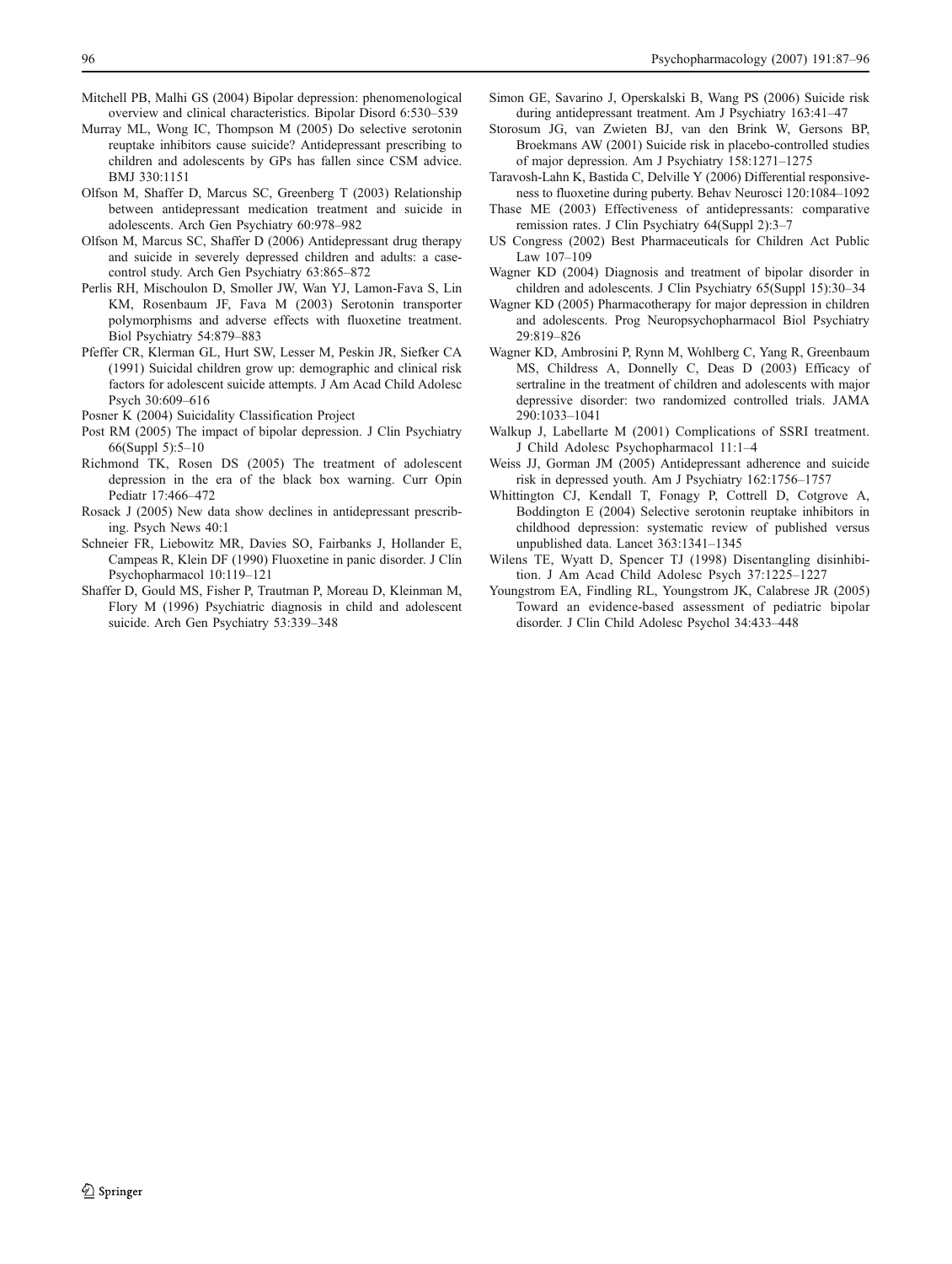Mitchell PB, Malhi GS (2004) Bipolar depression: phenomenological overview and clinical characteristics. Bipolar Disord 6:530–539

Murray ML, Wong IC, Thompson M (2005) Do selective serotonin reuptake inhibitors cause suicide? Antidepressant prescribing to children and adolescents by GPs has fallen since CSM advice. BMJ 330:1151

Olfson M, Shaffer D, Marcus SC, Greenberg T (2003) Relationship between antidepressant medication treatment and suicide in adolescents. Arch Gen Psychiatry 60:978–982

Olfson M, Marcus SC, Shaffer D (2006) Antidepressant drug therapy and suicide in severely depressed children and adults: a case-control study. Arch Gen Psychiatry 63:865–872

Perlis RH, Mischoulon D, Smoller JW, Wan YJ, Lamon-Fava S, Lin KM, Rosenbaum JF, Fava M (2003) Serotonin transporter polymorphisms and adverse effects with fluoxetine treatment. Biol Psychiatry 54:879–883

Pfeffer CR, Klerman GL, Hurt SW, Lesser M, Peskin JR, Siefker CA (1991) Suicidal children grow up: demographic and clinical risk factors for adolescent suicide attempts. J Am Acad Child Adolesc Psych 30:609–616

Posner K (2004) Suicidality Classification Project

Post RM (2005) The impact of bipolar depression. J Clin Psychiatry 66(Suppl 5):5–10

Richmond TK, Rosen DS (2005) The treatment of adolescent depression in the era of the black box warning. Curr Opin Pediatr 17:466–472

Rosack J (2005) New data show declines in antidepressant prescribing. Psych News 40:1

Schneier FR, Liebowitz MR, Davies SO, Fairbanks J, Hollander E, Campeas R, Klein DF (1990) Fluoxetine in panic disorder. J Clin Psychopharmacol 10:119–121

Shaffer D, Gould MS, Fisher P, Trautman P, Moreau D, Kleinman M, Flory M (1996) Psychiatric diagnosis in child and adolescent suicide. Arch Gen Psychiatry 53:339–348

Simon GE, Savarino J, Operskalski B, Wang PS (2006) Suicide risk during antidepressant treatment. Am J Psychiatry 163:41–47

Storosum JG, van Zwieten BJ, van den Brink W, Gersons BP, Broekmans AW (2001) Suicide risk in placebo-controlled studies of major depression. Am J Psychiatry 158:1271–1275

Taravosh-Lahn K, Bastida C, Delville Y (2006) Differential responsiveness to fluoxetine during puberty. Behav Neurosci 120:1084–1092

Thase ME (2003) Effectiveness of antidepressants: comparative remission rates. J Clin Psychiatry 64(Suppl 2):3–7

US Congress (2002) Best Pharmaceuticals for Children Act Public Law 107–109

Wagner KD (2004) Diagnosis and treatment of bipolar disorder in children and adolescents. J Clin Psychiatry 65(Suppl 15):30–34

Wagner KD (2005) Pharmacotherapy for major depression in children and adolescents. Prog Neuropsychopharmacol Biol Psychiatry 29:819–826

Wagner KD, Ambrosini P, Rynn M, Wohlberg C, Yang R, Greenbaum MS, Childress A, Donnelly C, Deas D (2003) Efficacy of sertraline in the treatment of children and adolescents with major depressive disorder: two randomized controlled trials. JAMA 290:1033–1041

Walkup J, Labellarte M (2001) Complications of SSRI treatment. J Child Adolesc Psychopharmacol 11:1–4

Weiss JJ, Gorman JM (2005) Antidepressant adherence and suicide risk in depressed youth. Am J Psychiatry 162:1756–1757

Whittington CJ, Kendall T, Fonagy P, Cottrell D, Cotgrove A, Boddington E (2004) Selective serotonin reuptake inhibitors in childhood depression: systematic review of published versus unpublished data. Lancet 363:1341–1345

Wilens TE, Wyatt D, Spencer TJ (1998) Disentangling disinhibition. J Am Acad Child Adolesc Psych 37:1225–1227

Youngstrom EA, Findling RL, Youngstrom JK, Calabrese JR (2005) Toward an evidence-based assessment of pediatric bipolar disorder. J Clin Child Adolesc Psychol 34:433–448